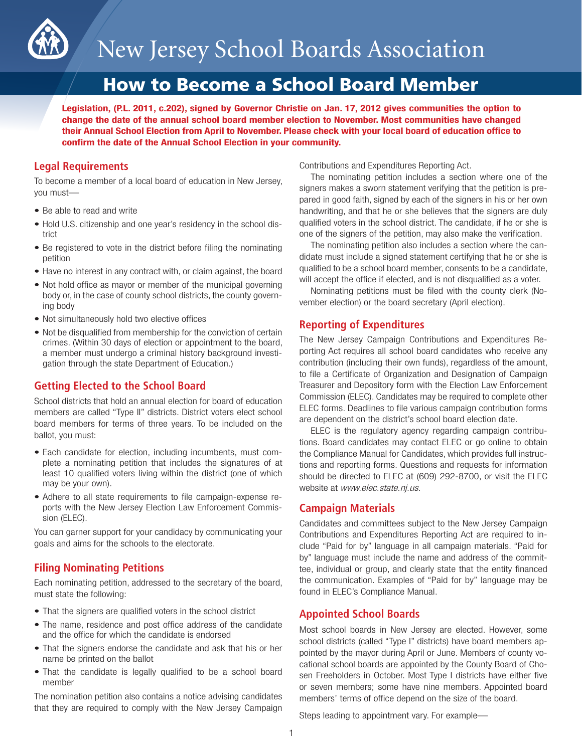New Jersey School Boards Association

# How to Become a School Board Member

**Legislation, (P.L. 2011, c.202), signed by Governor Christie on Jan. 17, 2012 gives communities the option to change the date of the annual school board member election to November. Most communities have changed their Annual School Election from April to November. Please check with your local board of education office to confirm the date of the Annual School Election in your community.**

## Legal Requirements

To become a member of a local board of education in New Jersey, you must—

- Be able to read and write
- Hold U.S. citizenship and one year's residency in the school district
- Be registered to vote in the district before filing the nominating petition
- Have no interest in any contract with, or claim against, the board
- Not hold office as mayor or member of the municipal governing body or, in the case of county school districts, the county governing body
- Not simultaneously hold two elective offices
- Not be disqualified from membership for the conviction of certain crimes. (Within 30 days of election or appointment to the board, a member must undergo a criminal history background investigation through the state Department of Education.)

## Getting Elected to the School Board

School districts that hold an annual election for board of education members are called "Type II" districts. District voters elect school board members for terms of three years. To be included on the ballot, you must:

- Each candidate for election, including incumbents, must complete a nominating petition that includes the signatures of at least 10 qualified voters living within the district (one of which may be your own).
- Adhere to all state requirements to file campaign-expense reports with the New Jersey Election Law Enforcement Commission (ELEC).

You can garner support for your candidacy by communicating your goals and aims for the schools to the electorate.

## Filing Nominating Petitions

Each nominating petition, addressed to the secretary of the board, must state the following:

- That the signers are qualified voters in the school district
- The name, residence and post office address of the candidate and the office for which the candidate is endorsed
- That the signers endorse the candidate and ask that his or her name be printed on the ballot
- That the candidate is legally qualified to be a school board member

The nomination petition also contains a notice advising candidates that they are required to comply with the New Jersey Campaign Contributions and Expenditures Reporting Act.

The nominating petition includes a section where one of the signers makes a sworn statement verifying that the petition is prepared in good faith, signed by each of the signers in his or her own handwriting, and that he or she believes that the signers are duly qualified voters in the school district. The candidate, if he or she is one of the signers of the petition, may also make the verification.

The nominating petition also includes a section where the candidate must include a signed statement certifying that he or she is qualified to be a school board member, consents to be a candidate, will accept the office if elected, and is not disqualified as a voter.

Nominating petitions must be filed with the county clerk (November election) or the board secretary (April election).

## Reporting of Expenditures

The New Jersey Campaign Contributions and Expenditures Reporting Act requires all school board candidates who receive any contribution (including their own funds), regardless of the amount, to file a Certificate of Organization and Designation of Campaign Treasurer and Depository form with the Election Law Enforcement Commission (ELEC). Candidates may be required to complete other ELEC forms. Deadlines to file various campaign contribution forms are dependent on the district's school board election date.

ELEC is the regulatory agency regarding campaign contributions. Board candidates may contact ELEC or go online to obtain the Compliance Manual for Candidates, which provides full instructions and reporting forms. Questions and requests for information should be directed to ELEC at (609) 292-8700, or visit the ELEC website at *www.elec.state.nj.us.*

## Campaign Materials

Candidates and committees subject to the New Jersey Campaign Contributions and Expenditures Reporting Act are required to include "Paid for by" language in all campaign materials. "Paid for by" language must include the name and address of the committee, individual or group, and clearly state that the entity financed the communication. Examples of "Paid for by" language may be found in ELEC's Compliance Manual.

## Appointed School Boards

Most school boards in New Jersey are elected. However, some school districts (called "Type I" districts) have board members appointed by the mayor during April or June. Members of county vocational school boards are appointed by the County Board of Chosen Freeholders in October. Most Type I districts have either five or seven members; some have nine members. Appointed board members' terms of office depend on the size of the board.

Steps leading to appointment vary. For example—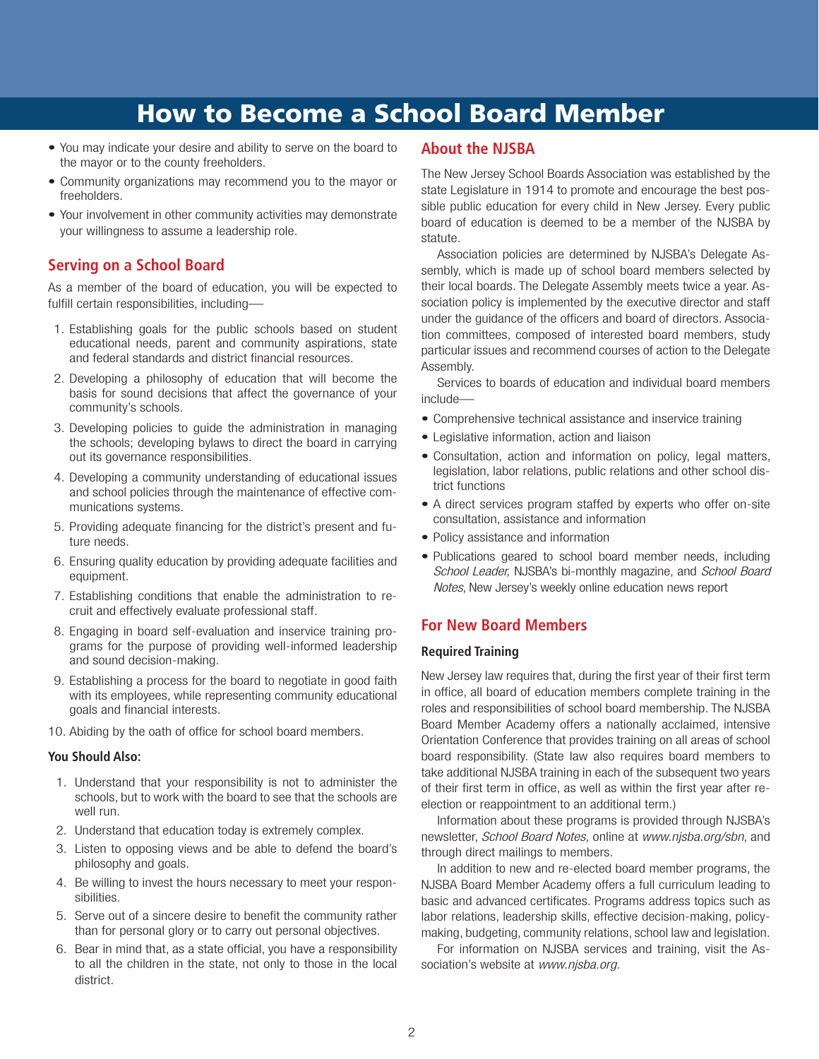# How to Become a School Board Member

- You may indicate your desire and ability to serve on the board to the mayor or to the county freeholders.
- Community organizations may recommend you to the mayor or freeholders.
- Your involvement in other community activities may demonstrate your willingness to assume a leadership role.

## Serving on a School Board

As a member of the board of education, you will be expected to fulfill certain responsibilities, including—

1. Establishing goals for the public schools based on student educational needs, parent and community aspirations, state and federal standards and district financial resources.
2. Developing a philosophy of education that will become the basis for sound decisions that affect the governance of your community's schools.
3. Developing policies to guide the administration in managing the schools; developing bylaws to direct the board in carrying out its governance responsibilities.
4. Developing a community understanding of educational issues and school policies through the maintenance of effective communications systems.
5. Providing adequate financing for the district's present and future needs.
6. Ensuring quality education by providing adequate facilities and equipment.
7. Establishing conditions that enable the administration to recruit and effectively evaluate professional staff.
8. Engaging in board self-evaluation and inservice training programs for the purpose of providing well-informed leadership and sound decision-making.
9. Establishing a process for the board to negotiate in good faith with its employees, while representing community educational goals and financial interests.
10. Abiding by the oath of office for school board members.

### You Should Also:

1. Understand that your responsibility is not to administer the schools, but to work with the board to see that the schools are well run.
2. Understand that education today is extremely complex.
3. Listen to opposing views and be able to defend the board's philosophy and goals.
4. Be willing to invest the hours necessary to meet your responsibilities.
5. Serve out of a sincere desire to benefit the community rather than for personal glory or to carry out personal objectives.
6. Bear in mind that, as a state official, you have a responsibility to all the children in the state, not only to those in the local district.

## About the NJSBA

The New Jersey School Boards Association was established by the state Legislature in 1914 to promote and encourage the best possible public education for every child in New Jersey. Every public board of education is deemed to be a member of the NJSBA by statute.

Association policies are determined by NJSBA's Delegate Assembly, which is made up of school board members selected by their local boards. The Delegate Assembly meets twice a year. Association policy is implemented by the executive director and staff under the guidance of the officers and board of directors. Association committees, composed of interested board members, study particular issues and recommend courses of action to the Delegate Assembly.

Services to boards of education and individual board members include—

- Comprehensive technical assistance and inservice training
- Legislative information, action and liaison
- Consultation, action and information on policy, legal matters, legislation, labor relations, public relations and other school district functions
- A direct services program staffed by experts who offer on-site consultation, assistance and information
- Policy assistance and information
- Publications geared to school board member needs, including *School Leader,* NJSBA's bi-monthly magazine, and *School Board Notes*, New Jersey's weekly online education news report

## For New Board Members

### Required Training

New Jersey law requires that, during the first year of their first term in office, all board of education members complete training in the roles and responsibilities of school board membership. The NJSBA Board Member Academy offers a nationally acclaimed, intensive Orientation Conference that provides training on all areas of school board responsibility. (State law also requires board members to take additional NJSBA training in each of the subsequent two years of their first term in office, as well as within the first year after reelection or reappointment to an additional term.)

Information about these programs is provided through NJSBA's newsletter, *School Board Notes,* online at *www.njsba.org/sbn*, and through direct mailings to members.

In addition to new and re-elected board member programs, the NJSBA Board Member Academy offers a full curriculum leading to basic and advanced certificates. Programs address topics such as labor relations, leadership skills, effective decision-making, policymaking, budgeting, community relations, school law and legislation.

For information on NJSBA services and training, visit the Association's website at *www.njsba.org*.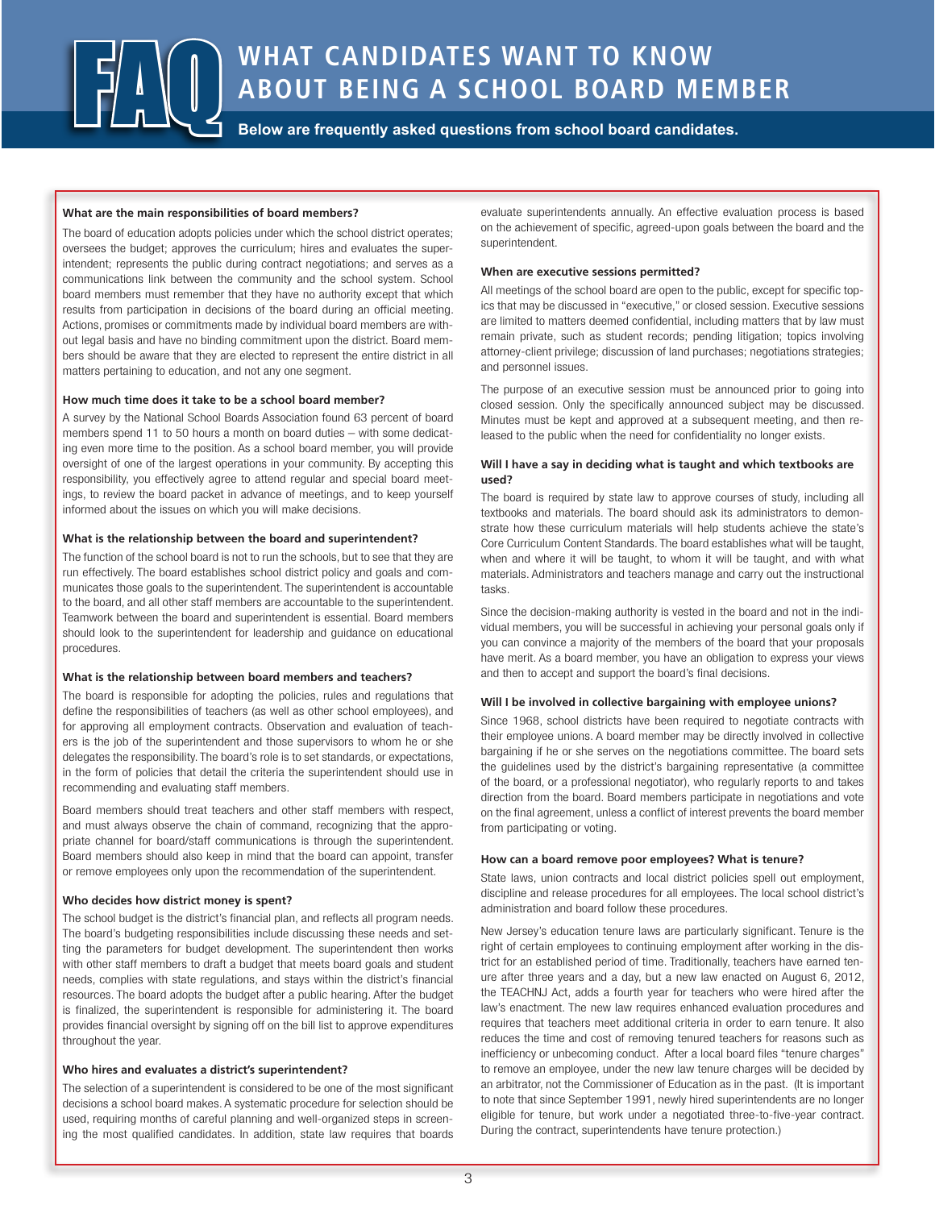# FAQ WHAT CANDIDATES WANT TO KNOW ABOUT BEING A SCHOOL BOARD MEMBER

**Below are frequently asked questions from school board candidates.**

**What are the main responsibilities of board members?**

The board of education adopts policies under which the school district operates; oversees the budget; approves the curriculum; hires and evaluates the superintendent; represents the public during contract negotiations; and serves as a communications link between the community and the school system. School board members must remember that they have no authority except that which results from participation in decisions of the board during an official meeting. Actions, promises or commitments made by individual board members are without legal basis and have no binding commitment upon the district. Board members should be aware that they are elected to represent the entire district in all matters pertaining to education, and not any one segment.

**How much time does it take to be a school board member?**

A survey by the National School Boards Association found 63 percent of board members spend 11 to 50 hours a month on board duties – with some dedicating even more time to the position. As a school board member, you will provide oversight of one of the largest operations in your community. By accepting this responsibility, you effectively agree to attend regular and special board meetings, to review the board packet in advance of meetings, and to keep yourself informed about the issues on which you will make decisions.

**What is the relationship between the board and superintendent?**

The function of the school board is not to run the schools, but to see that they are run effectively. The board establishes school district policy and goals and communicates those goals to the superintendent. The superintendent is accountable to the board, and all other staff members are accountable to the superintendent. Teamwork between the board and superintendent is essential. Board members should look to the superintendent for leadership and guidance on educational procedures.

**What is the relationship between board members and teachers?**

The board is responsible for adopting the policies, rules and regulations that define the responsibilities of teachers (as well as other school employees), and for approving all employment contracts. Observation and evaluation of teachers is the job of the superintendent and those supervisors to whom he or she delegates the responsibility. The board's role is to set standards, or expectations, in the form of policies that detail the criteria the superintendent should use in recommending and evaluating staff members.

Board members should treat teachers and other staff members with respect, and must always observe the chain of command, recognizing that the appropriate channel for board/staff communications is through the superintendent. Board members should also keep in mind that the board can appoint, transfer or remove employees only upon the recommendation of the superintendent.

**Who decides how district money is spent?**

The school budget is the district's financial plan, and reflects all program needs. The board's budgeting responsibilities include discussing these needs and setting the parameters for budget development. The superintendent then works with other staff members to draft a budget that meets board goals and student needs, complies with state regulations, and stays within the district's financial resources. The board adopts the budget after a public hearing. After the budget is finalized, the superintendent is responsible for administering it. The board provides financial oversight by signing off on the bill list to approve expenditures throughout the year.

**Who hires and evaluates a district's superintendent?**

The selection of a superintendent is considered to be one of the most significant decisions a school board makes. A systematic procedure for selection should be used, requiring months of careful planning and well-organized steps in screening the most qualified candidates. In addition, state law requires that boards evaluate superintendents annually. An effective evaluation process is based on the achievement of specific, agreed-upon goals between the board and the superintendent.

**When are executive sessions permitted?**

All meetings of the school board are open to the public, except for specific topics that may be discussed in "executive," or closed session. Executive sessions are limited to matters deemed confidential, including matters that by law must remain private, such as student records; pending litigation; topics involving attorney-client privilege; discussion of land purchases; negotiations strategies; and personnel issues.

The purpose of an executive session must be announced prior to going into closed session. Only the specifically announced subject may be discussed. Minutes must be kept and approved at a subsequent meeting, and then released to the public when the need for confidentiality no longer exists.

**Will I have a say in deciding what is taught and which textbooks are used?**

The board is required by state law to approve courses of study, including all textbooks and materials. The board should ask its administrators to demonstrate how these curriculum materials will help students achieve the state's Core Curriculum Content Standards. The board establishes what will be taught, when and where it will be taught, to whom it will be taught, and with what materials. Administrators and teachers manage and carry out the instructional tasks.

Since the decision-making authority is vested in the board and not in the individual members, you will be successful in achieving your personal goals only if you can convince a majority of the members of the board that your proposals have merit. As a board member, you have an obligation to express your views and then to accept and support the board's final decisions.

**Will I be involved in collective bargaining with employee unions?**

Since 1968, school districts have been required to negotiate contracts with their employee unions. A board member may be directly involved in collective bargaining if he or she serves on the negotiations committee. The board sets the guidelines used by the district's bargaining representative (a committee of the board, or a professional negotiator), who regularly reports to and takes direction from the board. Board members participate in negotiations and vote on the final agreement, unless a conflict of interest prevents the board member from participating or voting.

**How can a board remove poor employees? What is tenure?**

State laws, union contracts and local district policies spell out employment, discipline and release procedures for all employees. The local school district's administration and board follow these procedures.

New Jersey's education tenure laws are particularly significant. Tenure is the right of certain employees to continuing employment after working in the district for an established period of time. Traditionally, teachers have earned tenure after three years and a day, but a new law enacted on August 6, 2012, the TEACHNJ Act, adds a fourth year for teachers who were hired after the law's enactment. The new law requires enhanced evaluation procedures and requires that teachers meet additional criteria in order to earn tenure. It also reduces the time and cost of removing tenured teachers for reasons such as inefficiency or unbecoming conduct. After a local board files "tenure charges" to remove an employee, under the new law tenure charges will be decided by an arbitrator, not the Commissioner of Education as in the past. (It is important to note that since September 1991, newly hired superintendents are no longer eligible for tenure, but work under a negotiated three-to-five-year contract. During the contract, superintendents have tenure protection.)